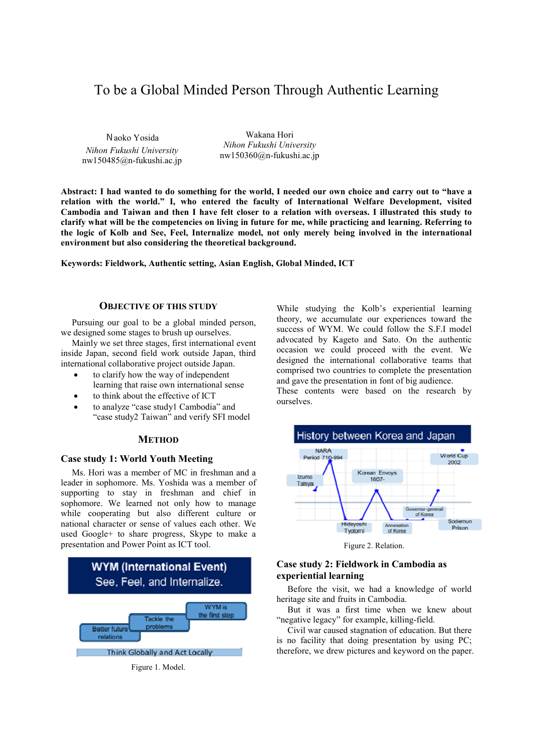# To be a Global Minded Person Through Authentic Learning

Naoko Yosida
*Nihon Fukushi University*
nw150485@n-fukushi.ac.jp

Wakana Hori
*Nihon Fukushi University*
nw150360@n-fukushi.ac.jp

**Abstract: I had wanted to do something for the world, I needed our own choice and carry out to "have a relation with the world." I, who entered the faculty of International Welfare Development, visited Cambodia and Taiwan and then I have felt closer to a relation with overseas. I illustrated this study to clarify what will be the competencies on living in future for me, while practicing and learning. Referring to the logic of Kolb and See, Feel, Internalize model, not only merely being involved in the international environment but also considering the theoretical background.**

**Keywords: Fieldwork, Authentic setting, Asian English, Global Minded, ICT**

## Objective of This Study

Pursuing our goal to be a global minded person, we designed some stages to brush up ourselves.

Mainly we set three stages, first international event inside Japan, second field work outside Japan, third international collaborative project outside Japan.

- to clarify how the way of independent learning that raise own international sense
- to think about the effective of ICT
- to analyze "case study1 Cambodia" and "case study2 Taiwan" and verify SFI model

## Method

### Case study 1: World Youth Meeting

Ms. Hori was a member of MC in freshman and a leader in sophomore. Ms. Yoshida was a member of supporting to stay in freshman and chief in sophomore. We learned not only how to manage while cooperating but also different culture or national character or sense of values each other. We used Google+ to share progress, Skype to make a presentation and Power Point as ICT tool.

WYM (International Event)
See, Feel, and Internalize.

WYM is the first step
Tackle the problems
Better future relations
Think Globally and Act Locally

Figure 1. Model.

While studying the Kolb's experiential learning theory, we accumulate our experiences toward the success of WYM. We could follow the S.F.I model advocated by Kageto and Sato. On the authentic occasion we could proceed with the event. We designed the international collaborative teams that comprised two countries to complete the presentation and gave the presentation in font of big audience. These contents were based on the research by ourselves.

History between Korea and Japan

Izumo Taisya
NARA Period 710-994
Hideyoshi Tyotomi
Korean Envoys 1607-
Annexation of Korea
Governor-general of Korea
Sodemun Prison
World Cup 2002

Figure 2. Relation.

### Case study 2: Fieldwork in Cambodia as experiential learning

Before the visit, we had a knowledge of world heritage site and fruits in Cambodia.

But it was a first time when we knew about "negative legacy" for example, killing-field.

Civil war caused stagnation of education. But there is no facility that doing presentation by using PC; therefore, we drew pictures and keyword on the paper.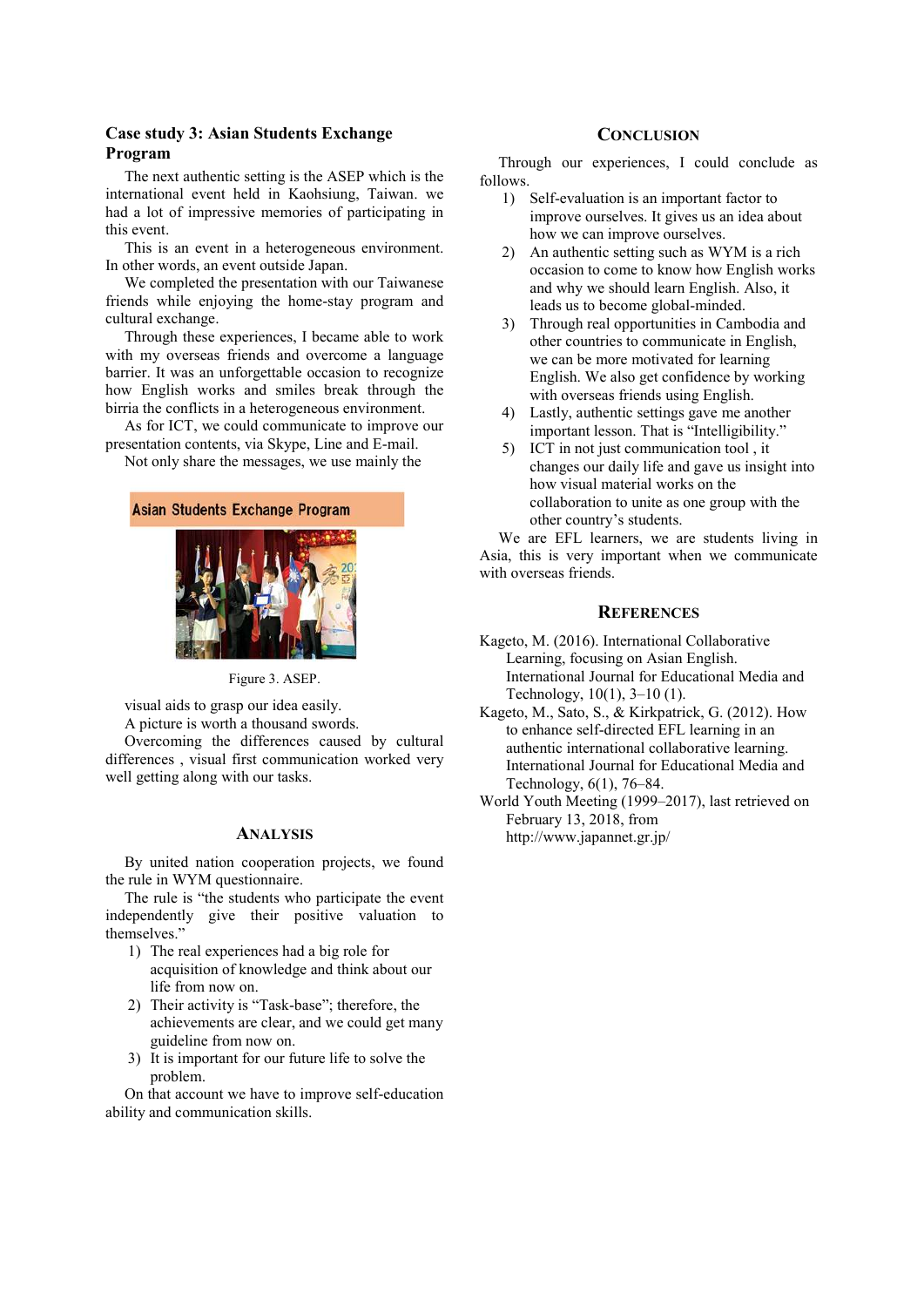### Case study 3: Asian Students Exchange Program

The next authentic setting is the ASEP which is the international event held in Kaohsiung, Taiwan. we had a lot of impressive memories of participating in this event.

This is an event in a heterogeneous environment. In other words, an event outside Japan.

We completed the presentation with our Taiwanese friends while enjoying the home-stay program and cultural exchange.

Through these experiences, I became able to work with my overseas friends and overcome a language barrier. It was an unforgettable occasion to recognize how English works and smiles break through the birria the conflicts in a heterogeneous environment.

As for ICT, we could communicate to improve our presentation contents, via Skype, Line and E-mail.

Not only share the messages, we use mainly the visual aids to grasp our idea easily.

Asian Students Exchange Program

Figure 3. ASEP.

A picture is worth a thousand swords.

Overcoming the differences caused by cultural differences , visual first communication worked very well getting along with our tasks.

## ANALYSIS

By united nation cooperation projects, we found the rule in WYM questionnaire.

The rule is "the students who participate the event independently give their positive valuation to themselves."

1) The real experiences had a big role for acquisition of knowledge and think about our life from now on.
2) Their activity is "Task-base"; therefore, the achievements are clear, and we could get many guideline from now on.
3) It is important for our future life to solve the problem.

On that account we have to improve self-education ability and communication skills.

## CONCLUSION

Through our experiences, I could conclude as follows.

1) Self-evaluation is an important factor to improve ourselves. It gives us an idea about how we can improve ourselves.
2) An authentic setting such as WYM is a rich occasion to come to know how English works and why we should learn English. Also, it leads us to become global-minded.
3) Through real opportunities in Cambodia and other countries to communicate in English, we can be more motivated for learning English. We also get confidence by working with overseas friends using English.
4) Lastly, authentic settings gave me another important lesson. That is "Intelligibility."
5) ICT in not just communication tool , it changes our daily life and gave us insight into how visual material works on the collaboration to unite as one group with the other country's students.

We are EFL learners, we are students living in Asia, this is very important when we communicate with overseas friends.

## REFERENCES

Kageto, M. (2016). International Collaborative Learning, focusing on Asian English. International Journal for Educational Media and Technology, 10(1), 3–10 (1).

Kageto, M., Sato, S., & Kirkpatrick, G. (2012). How to enhance self-directed EFL learning in an authentic international collaborative learning. International Journal for Educational Media and Technology, 6(1), 76–84.

World Youth Meeting (1999–2017), last retrieved on February 13, 2018, from http://www.japannet.gr.jp/